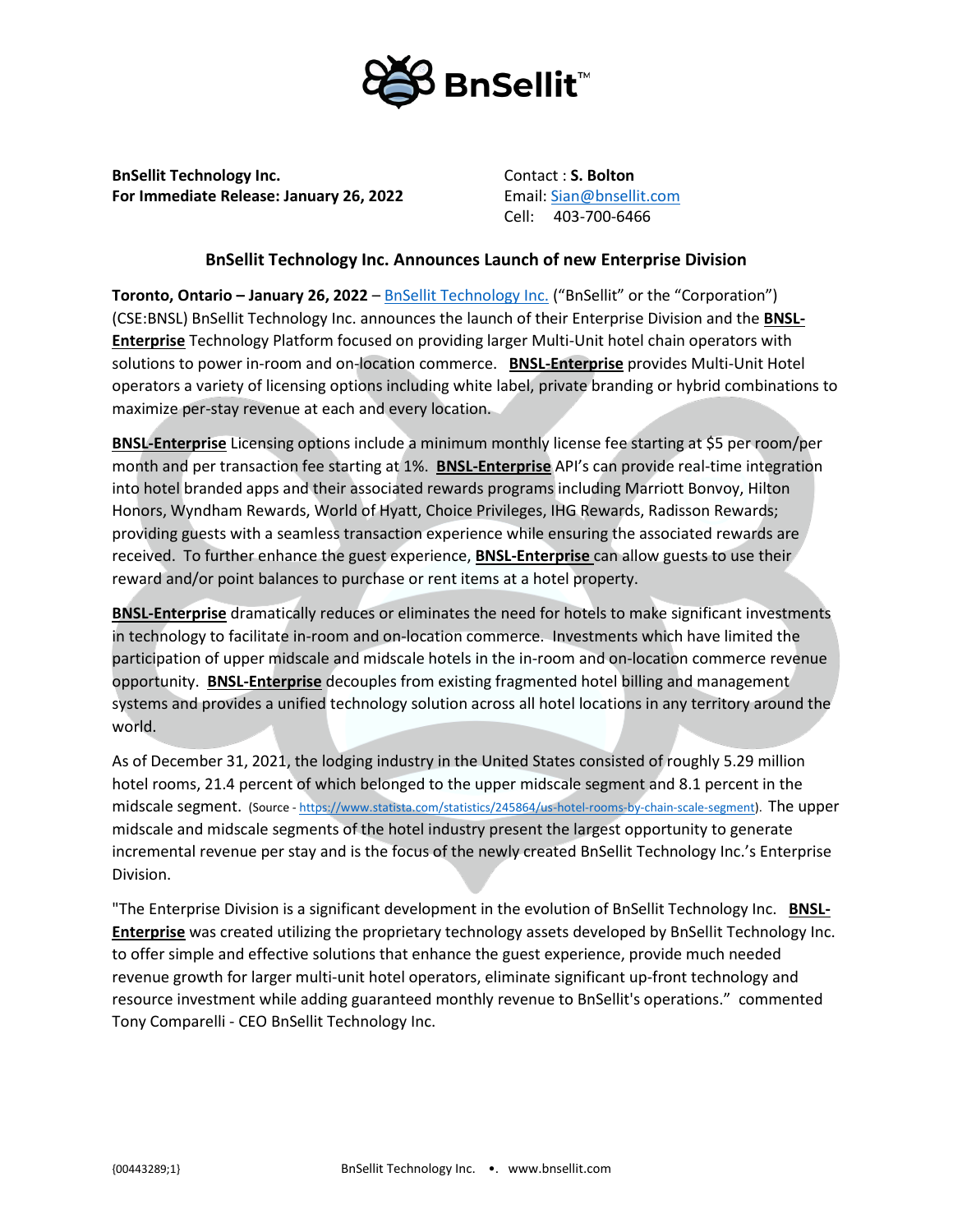**BnSellit Technology Inc.**
**For Immediate Release: January 26, 2022**

Contact : **S. Bolton**
Email: Sian@bnsellit.com
Cell: 403-700-6466

## BnSellit Technology Inc. Announces Launch of new Enterprise Division

**Toronto, Ontario – January 26, 2022** – BnSellit Technology Inc. ("BnSellit" or the "Corporation") (CSE:BNSL) BnSellit Technology Inc. announces the launch of their Enterprise Division and the **BNSL-Enterprise** Technology Platform focused on providing larger Multi-Unit hotel chain operators with solutions to power in-room and on-location commerce. **BNSL-Enterprise** provides Multi-Unit Hotel operators a variety of licensing options including white label, private branding or hybrid combinations to maximize per-stay revenue at each and every location.

**BNSL-Enterprise** Licensing options include a minimum monthly license fee starting at $5 per room/per month and per transaction fee starting at 1%. **BNSL-Enterprise** API's can provide real-time integration into hotel branded apps and their associated rewards programs including Marriott Bonvoy, Hilton Honors, Wyndham Rewards, World of Hyatt, Choice Privileges, IHG Rewards, Radisson Rewards; providing guests with a seamless transaction experience while ensuring the associated rewards are received. To further enhance the guest experience, **BNSL-Enterprise** can allow guests to use their reward and/or point balances to purchase or rent items at a hotel property.

**BNSL-Enterprise** dramatically reduces or eliminates the need for hotels to make significant investments in technology to facilitate in-room and on-location commerce. Investments which have limited the participation of upper midscale and midscale hotels in the in-room and on-location commerce revenue opportunity. **BNSL-Enterprise** decouples from existing fragmented hotel billing and management systems and provides a unified technology solution across all hotel locations in any territory around the world.

As of December 31, 2021, the lodging industry in the United States consisted of roughly 5.29 million hotel rooms, 21.4 percent of which belonged to the upper midscale segment and 8.1 percent in the midscale segment. (Source - https://www.statista.com/statistics/245864/us-hotel-rooms-by-chain-scale-segment). The upper midscale and midscale segments of the hotel industry present the largest opportunity to generate incremental revenue per stay and is the focus of the newly created BnSellit Technology Inc.'s Enterprise Division.

"The Enterprise Division is a significant development in the evolution of BnSellit Technology Inc. **BNSL-Enterprise** was created utilizing the proprietary technology assets developed by BnSellit Technology Inc. to offer simple and effective solutions that enhance the guest experience, provide much needed revenue growth for larger multi-unit hotel operators, eliminate significant up-front technology and resource investment while adding guaranteed monthly revenue to BnSellit's operations." commented Tony Comparelli - CEO BnSellit Technology Inc.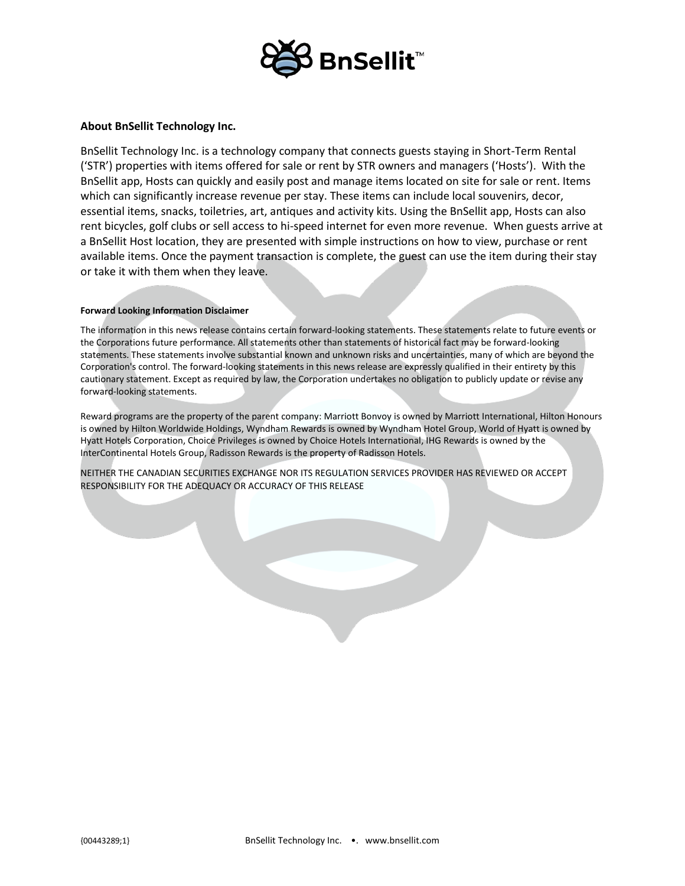## About BnSellit Technology Inc.

BnSellit Technology Inc. is a technology company that connects guests staying in Short-Term Rental ('STR') properties with items offered for sale or rent by STR owners and managers ('Hosts'). With the BnSellit app, Hosts can quickly and easily post and manage items located on site for sale or rent. Items which can significantly increase revenue per stay. These items can include local souvenirs, decor, essential items, snacks, toiletries, art, antiques and activity kits. Using the BnSellit app, Hosts can also rent bicycles, golf clubs or sell access to hi-speed internet for even more revenue. When guests arrive at a BnSellit Host location, they are presented with simple instructions on how to view, purchase or rent available items. Once the payment transaction is complete, the guest can use the item during their stay or take it with them when they leave.

#### Forward Looking Information Disclaimer

The information in this news release contains certain forward-looking statements. These statements relate to future events or the Corporations future performance. All statements other than statements of historical fact may be forward-looking statements. These statements involve substantial known and unknown risks and uncertainties, many of which are beyond the Corporation's control. The forward-looking statements in this news release are expressly qualified in their entirety by this cautionary statement. Except as required by law, the Corporation undertakes no obligation to publicly update or revise any forward-looking statements.

Reward programs are the property of the parent company: Marriott Bonvoy is owned by Marriott International, Hilton Honours is owned by Hilton Worldwide Holdings, Wyndham Rewards is owned by Wyndham Hotel Group, World of Hyatt is owned by Hyatt Hotels Corporation, Choice Privileges is owned by Choice Hotels International, IHG Rewards is owned by the InterContinental Hotels Group, Radisson Rewards is the property of Radisson Hotels.

NEITHER THE CANADIAN SECURITIES EXCHANGE NOR ITS REGULATION SERVICES PROVIDER HAS REVIEWED OR ACCEPT RESPONSIBILITY FOR THE ADEQUACY OR ACCURACY OF THIS RELEASE